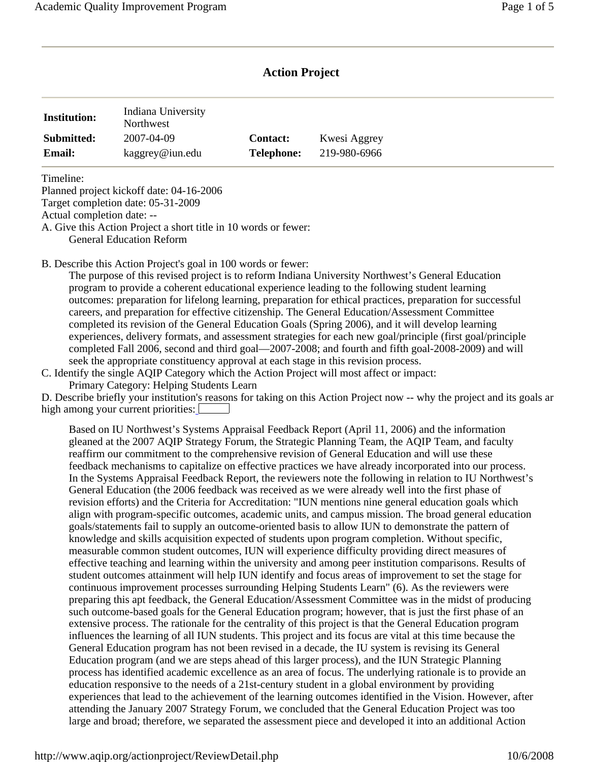## Action Project

| | | | |
|---|---|---|---|
| **Institution:** | Indiana University Northwest | | |
| **Submitted:** | 2007-04-09 | **Contact:** | Kwesi Aggrey |
| **Email:** | kaggrey@iun.edu | **Telephone:** | 219-980-6966 |

Timeline:
Planned project kickoff date: 04-16-2006
Target completion date: 05-31-2009
Actual completion date: --

A. Give this Action Project a short title in 10 words or fewer:

General Education Reform

B. Describe this Action Project's goal in 100 words or fewer:

The purpose of this revised project is to reform Indiana University Northwest's General Education program to provide a coherent educational experience leading to the following student learning outcomes: preparation for lifelong learning, preparation for ethical practices, preparation for successful careers, and preparation for effective citizenship. The General Education/Assessment Committee completed its revision of the General Education Goals (Spring 2006), and it will develop learning experiences, delivery formats, and assessment strategies for each new goal/principle (first goal/principle completed Fall 2006, second and third goal—2007-2008; and fourth and fifth goal-2008-2009) and will seek the appropriate constituency approval at each stage in this revision process.

C. Identify the single AQIP Category which the Action Project will most affect or impact:

Primary Category: Helping Students Learn

D. Describe briefly your institution's reasons for taking on this Action Project now -- why the project and its goals ar high among your current priorities:

Based on IU Northwest's Systems Appraisal Feedback Report (April 11, 2006) and the information gleaned at the 2007 AQIP Strategy Forum, the Strategic Planning Team, the AQIP Team, and faculty reaffirm our commitment to the comprehensive revision of General Education and will use these feedback mechanisms to capitalize on effective practices we have already incorporated into our process. In the Systems Appraisal Feedback Report, the reviewers note the following in relation to IU Northwest's General Education (the 2006 feedback was received as we were already well into the first phase of revision efforts) and the Criteria for Accreditation: "IUN mentions nine general education goals which align with program-specific outcomes, academic units, and campus mission. The broad general education goals/statements fail to supply an outcome-oriented basis to allow IUN to demonstrate the pattern of knowledge and skills acquisition expected of students upon program completion. Without specific, measurable common student outcomes, IUN will experience difficulty providing direct measures of effective teaching and learning within the university and among peer institution comparisons. Results of student outcomes attainment will help IUN identify and focus areas of improvement to set the stage for continuous improvement processes surrounding Helping Students Learn" (6). As the reviewers were preparing this apt feedback, the General Education/Assessment Committee was in the midst of producing such outcome-based goals for the General Education program; however, that is just the first phase of an extensive process. The rationale for the centrality of this project is that the General Education program influences the learning of all IUN students. This project and its focus are vital at this time because the General Education program has not been revised in a decade, the IU system is revising its General Education program (and we are steps ahead of this larger process), and the IUN Strategic Planning process has identified academic excellence as an area of focus. The underlying rationale is to provide an education responsive to the needs of a 21st-century student in a global environment by providing experiences that lead to the achievement of the learning outcomes identified in the Vision. However, after attending the January 2007 Strategy Forum, we concluded that the General Education Project was too large and broad; therefore, we separated the assessment piece and developed it into an additional Action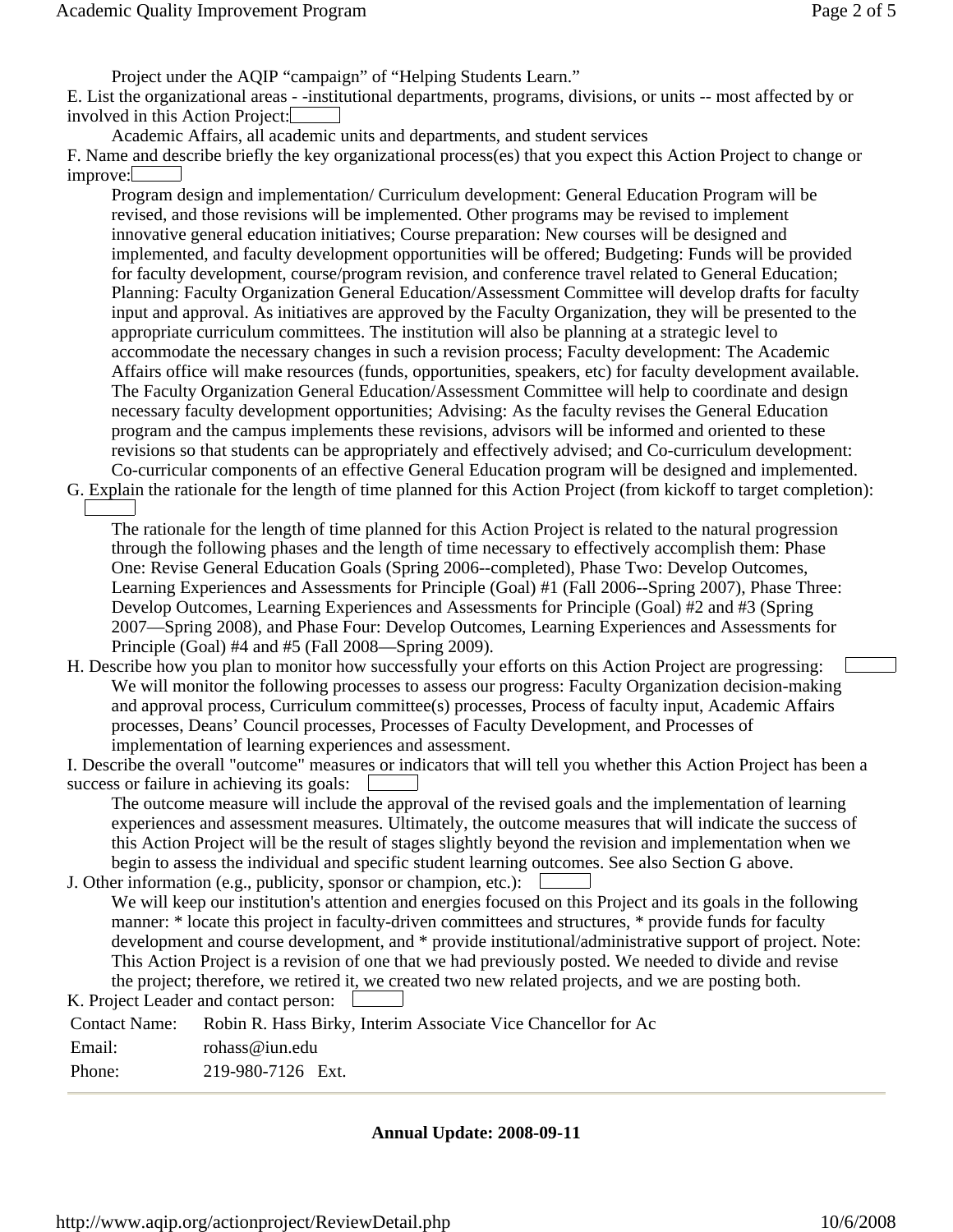Project under the AQIP "campaign" of "Helping Students Learn."

E. List the organizational areas - -institutional departments, programs, divisions, or units -- most affected by or involved in this Action Project:

Academic Affairs, all academic units and departments, and student services

F. Name and describe briefly the key organizational process(es) that you expect this Action Project to change or improve:

Program design and implementation/ Curriculum development: General Education Program will be revised, and those revisions will be implemented. Other programs may be revised to implement innovative general education initiatives; Course preparation: New courses will be designed and implemented, and faculty development opportunities will be offered; Budgeting: Funds will be provided for faculty development, course/program revision, and conference travel related to General Education; Planning: Faculty Organization General Education/Assessment Committee will develop drafts for faculty input and approval. As initiatives are approved by the Faculty Organization, they will be presented to the appropriate curriculum committees. The institution will also be planning at a strategic level to accommodate the necessary changes in such a revision process; Faculty development: The Academic Affairs office will make resources (funds, opportunities, speakers, etc) for faculty development available. The Faculty Organization General Education/Assessment Committee will help to coordinate and design necessary faculty development opportunities; Advising: As the faculty revises the General Education program and the campus implements these revisions, advisors will be informed and oriented to these revisions so that students can be appropriately and effectively advised; and Co-curriculum development: Co-curricular components of an effective General Education program will be designed and implemented.

G. Explain the rationale for the length of time planned for this Action Project (from kickoff to target completion):

The rationale for the length of time planned for this Action Project is related to the natural progression through the following phases and the length of time necessary to effectively accomplish them: Phase One: Revise General Education Goals (Spring 2006--completed), Phase Two: Develop Outcomes, Learning Experiences and Assessments for Principle (Goal) #1 (Fall 2006--Spring 2007), Phase Three: Develop Outcomes, Learning Experiences and Assessments for Principle (Goal) #2 and #3 (Spring 2007—Spring 2008), and Phase Four: Develop Outcomes, Learning Experiences and Assessments for Principle (Goal) #4 and #5 (Fall 2008—Spring 2009).

H. Describe how you plan to monitor how successfully your efforts on this Action Project are progressing:

We will monitor the following processes to assess our progress: Faculty Organization decision-making and approval process, Curriculum committee(s) processes, Process of faculty input, Academic Affairs processes, Deans' Council processes, Processes of Faculty Development, and Processes of implementation of learning experiences and assessment.

I. Describe the overall "outcome" measures or indicators that will tell you whether this Action Project has been a success or failure in achieving its goals:

The outcome measure will include the approval of the revised goals and the implementation of learning experiences and assessment measures. Ultimately, the outcome measures that will indicate the success of this Action Project will be the result of stages slightly beyond the revision and implementation when we begin to assess the individual and specific student learning outcomes. See also Section G above.

J. Other information (e.g., publicity, sponsor or champion, etc.):

We will keep our institution's attention and energies focused on this Project and its goals in the following manner: * locate this project in faculty-driven committees and structures, * provide funds for faculty development and course development, and * provide institutional/administrative support of project. Note: This Action Project is a revision of one that we had previously posted. We needed to divide and revise the project; therefore, we retired it, we created two new related projects, and we are posting both.

K. Project Leader and contact person:

| | |
|---|---|
| Contact Name: | Robin R. Hass Birky, Interim Associate Vice Chancellor for Ac |
| Email: | rohass@iun.edu |
| Phone: | 219-980-7126 Ext. |

---

**Annual Update: 2008-09-11**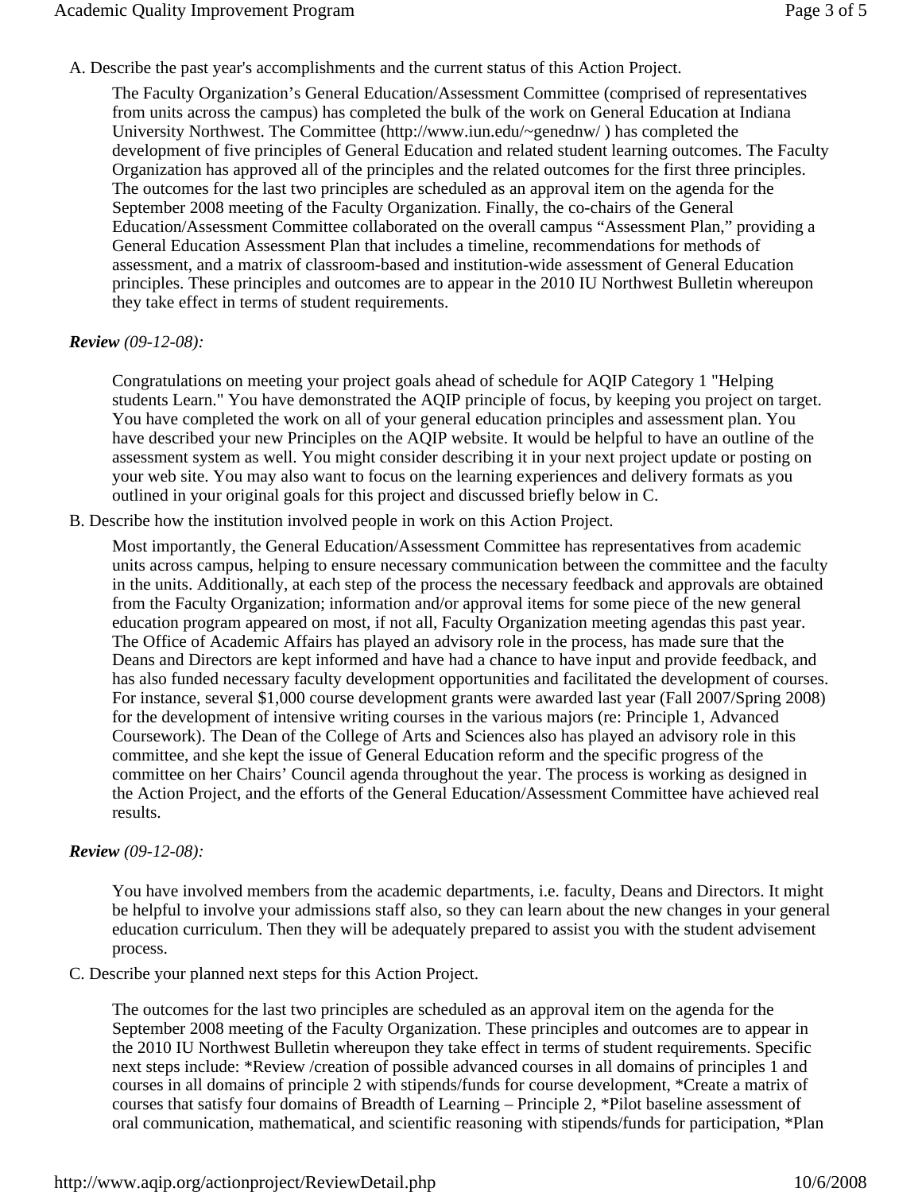A. Describe the past year's accomplishments and the current status of this Action Project.

The Faculty Organization's General Education/Assessment Committee (comprised of representatives from units across the campus) has completed the bulk of the work on General Education at Indiana University Northwest. The Committee (http://www.iun.edu/~genednw/ ) has completed the development of five principles of General Education and related student learning outcomes. The Faculty Organization has approved all of the principles and the related outcomes for the first three principles. The outcomes for the last two principles are scheduled as an approval item on the agenda for the September 2008 meeting of the Faculty Organization. Finally, the co-chairs of the General Education/Assessment Committee collaborated on the overall campus "Assessment Plan," providing a General Education Assessment Plan that includes a timeline, recommendations for methods of assessment, and a matrix of classroom-based and institution-wide assessment of General Education principles. These principles and outcomes are to appear in the 2010 IU Northwest Bulletin whereupon they take effect in terms of student requirements.

***Review*** *(09-12-08):*

Congratulations on meeting your project goals ahead of schedule for AQIP Category 1 "Helping students Learn." You have demonstrated the AQIP principle of focus, by keeping you project on target. You have completed the work on all of your general education principles and assessment plan. You have described your new Principles on the AQIP website. It would be helpful to have an outline of the assessment system as well. You might consider describing it in your next project update or posting on your web site. You may also want to focus on the learning experiences and delivery formats as you outlined in your original goals for this project and discussed briefly below in C.

B. Describe how the institution involved people in work on this Action Project.

Most importantly, the General Education/Assessment Committee has representatives from academic units across campus, helping to ensure necessary communication between the committee and the faculty in the units. Additionally, at each step of the process the necessary feedback and approvals are obtained from the Faculty Organization; information and/or approval items for some piece of the new general education program appeared on most, if not all, Faculty Organization meeting agendas this past year. The Office of Academic Affairs has played an advisory role in the process, has made sure that the Deans and Directors are kept informed and have had a chance to have input and provide feedback, and has also funded necessary faculty development opportunities and facilitated the development of courses. For instance, several $1,000 course development grants were awarded last year (Fall 2007/Spring 2008) for the development of intensive writing courses in the various majors (re: Principle 1, Advanced Coursework). The Dean of the College of Arts and Sciences also has played an advisory role in this committee, and she kept the issue of General Education reform and the specific progress of the committee on her Chairs' Council agenda throughout the year. The process is working as designed in the Action Project, and the efforts of the General Education/Assessment Committee have achieved real results.

***Review*** *(09-12-08):*

You have involved members from the academic departments, i.e. faculty, Deans and Directors. It might be helpful to involve your admissions staff also, so they can learn about the new changes in your general education curriculum. Then they will be adequately prepared to assist you with the student advisement process.

C. Describe your planned next steps for this Action Project.

The outcomes for the last two principles are scheduled as an approval item on the agenda for the September 2008 meeting of the Faculty Organization. These principles and outcomes are to appear in the 2010 IU Northwest Bulletin whereupon they take effect in terms of student requirements. Specific next steps include: *Review /creation of possible advanced courses in all domains of principles 1 and courses in all domains of principle 2 with stipends/funds for course development, *Create a matrix of courses that satisfy four domains of Breadth of Learning – Principle 2, *Pilot baseline assessment of oral communication, mathematical, and scientific reasoning with stipends/funds for participation, *Plan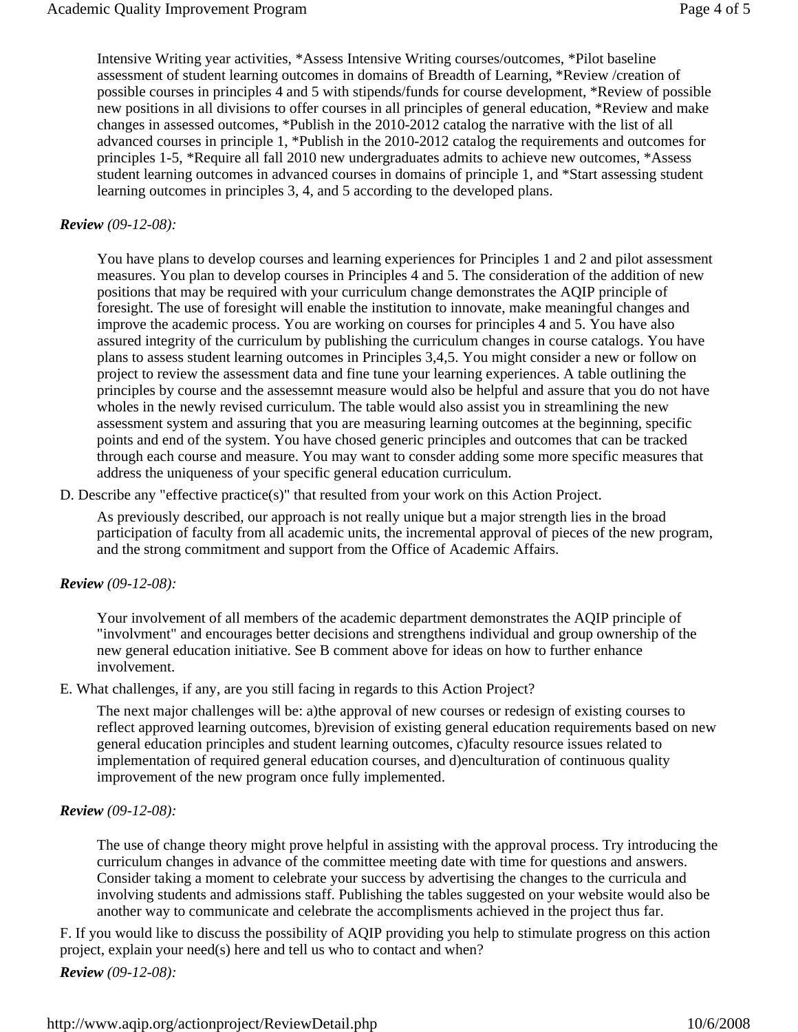Intensive Writing year activities, *Assess Intensive Writing courses/outcomes, *Pilot baseline assessment of student learning outcomes in domains of Breadth of Learning, *Review /creation of possible courses in principles 4 and 5 with stipends/funds for course development, *Review of possible new positions in all divisions to offer courses in all principles of general education, *Review and make changes in assessed outcomes, *Publish in the 2010-2012 catalog the narrative with the list of all advanced courses in principle 1, *Publish in the 2010-2012 catalog the requirements and outcomes for principles 1-5, *Require all fall 2010 new undergraduates admits to achieve new outcomes, *Assess student learning outcomes in advanced courses in domains of principle 1, and *Start assessing student learning outcomes in principles 3, 4, and 5 according to the developed plans.

***Review*** *(09-12-08):*

You have plans to develop courses and learning experiences for Principles 1 and 2 and pilot assessment measures. You plan to develop courses in Principles 4 and 5. The consideration of the addition of new positions that may be required with your curriculum change demonstrates the AQIP principle of foresight. The use of foresight will enable the institution to innovate, make meaningful changes and improve the academic process. You are working on courses for principles 4 and 5. You have also assured integrity of the curriculum by publishing the curriculum changes in course catalogs. You have plans to assess student learning outcomes in Principles 3,4,5. You might consider a new or follow on project to review the assessment data and fine tune your learning experiences. A table outlining the principles by course and the assessemnt measure would also be helpful and assure that you do not have wholes in the newly revised curriculum. The table would also assist you in streamlining the new assessment system and assuring that you are measuring learning outcomes at the beginning, specific points and end of the system. You have chosed generic principles and outcomes that can be tracked through each course and measure. You may want to consder adding some more specific measures that address the uniqueness of your specific general education curriculum.

D. Describe any "effective practice(s)" that resulted from your work on this Action Project.

As previously described, our approach is not really unique but a major strength lies in the broad participation of faculty from all academic units, the incremental approval of pieces of the new program, and the strong commitment and support from the Office of Academic Affairs.

***Review*** *(09-12-08):*

Your involvement of all members of the academic department demonstrates the AQIP principle of "involvment" and encourages better decisions and strengthens individual and group ownership of the new general education initiative. See B comment above for ideas on how to further enhance involvement.

E. What challenges, if any, are you still facing in regards to this Action Project?

The next major challenges will be: a)the approval of new courses or redesign of existing courses to reflect approved learning outcomes, b)revision of existing general education requirements based on new general education principles and student learning outcomes, c)faculty resource issues related to implementation of required general education courses, and d)enculturation of continuous quality improvement of the new program once fully implemented.

***Review*** *(09-12-08):*

The use of change theory might prove helpful in assisting with the approval process. Try introducing the curriculum changes in advance of the committee meeting date with time for questions and answers. Consider taking a moment to celebrate your success by advertising the changes to the curricula and involving students and admissions staff. Publishing the tables suggested on your website would also be another way to communicate and celebrate the accomplisments achieved in the project thus far.

F. If you would like to discuss the possibility of AQIP providing you help to stimulate progress on this action project, explain your need(s) here and tell us who to contact and when?

***Review*** *(09-12-08):*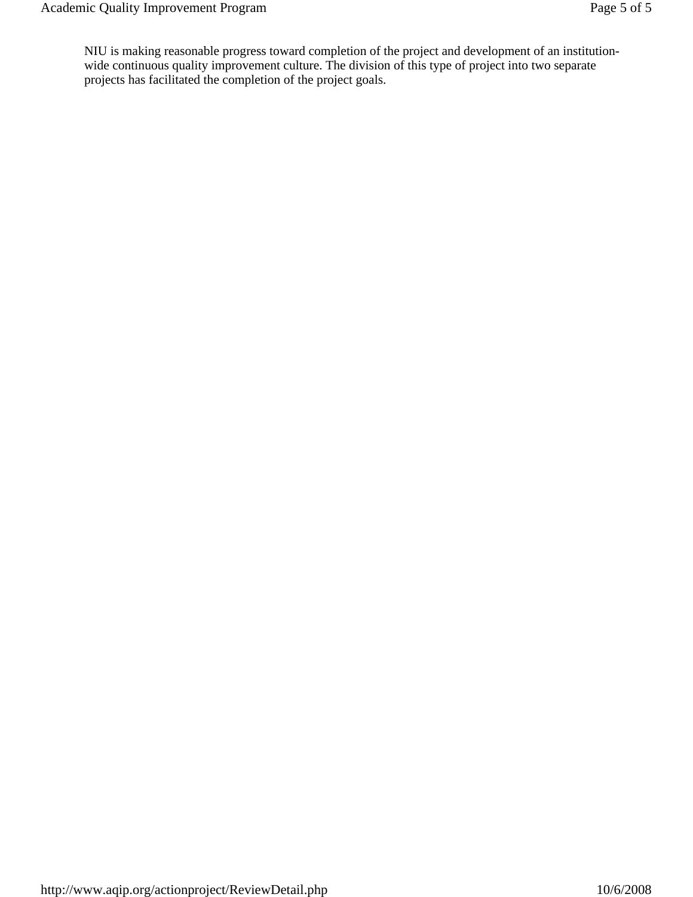NIU is making reasonable progress toward completion of the project and development of an institution-wide continuous quality improvement culture. The division of this type of project into two separate projects has facilitated the completion of the project goals.